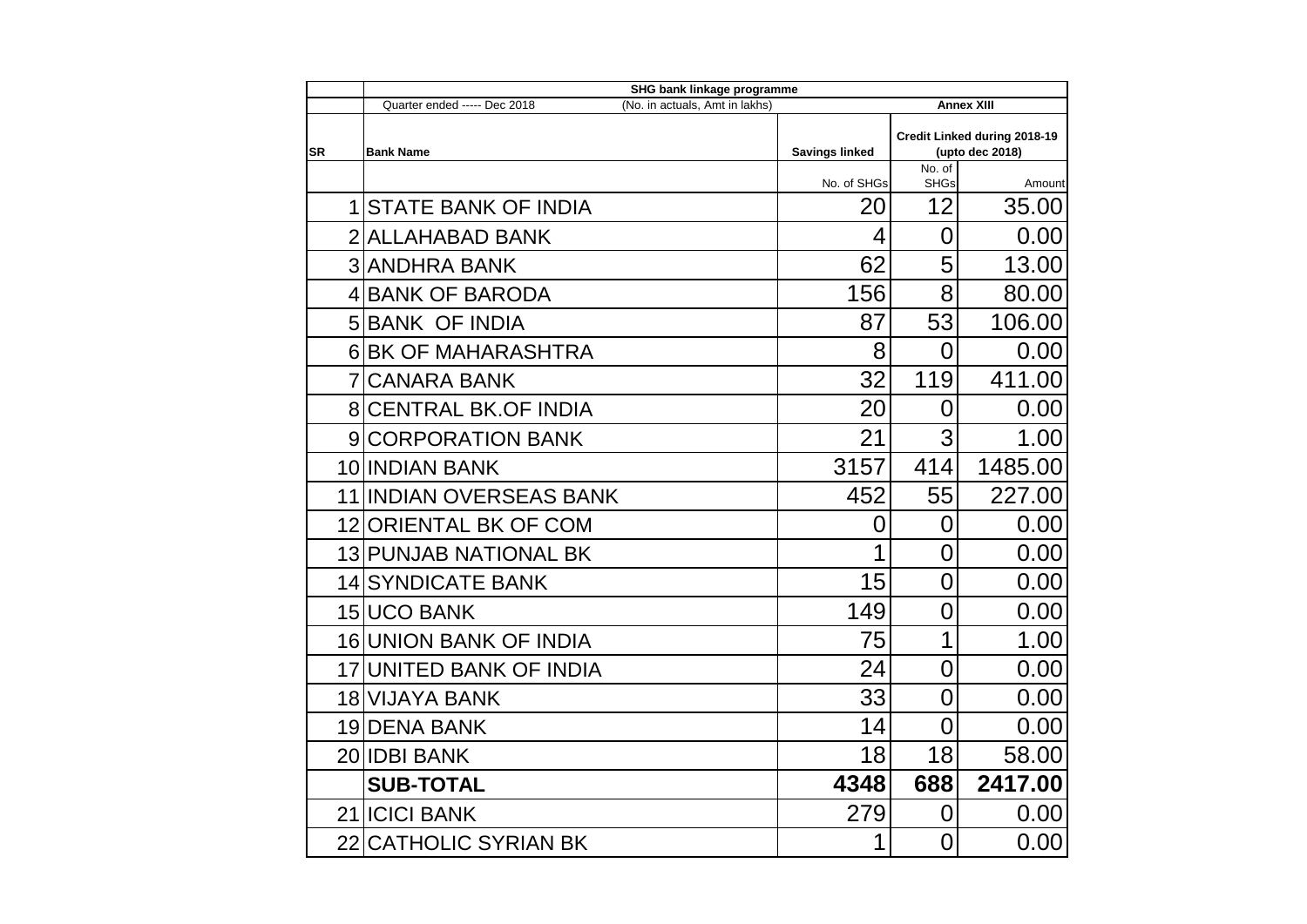| | SHG bank linkage programme | | | |
|---|---|---|---|---|
| | Quarter ended ----- Dec 2018 (No. in actuals, Amt in lakhs) | | Annex XIII | |
| SR | Bank Name | Savings linked | Credit Linked during 2018-19 (upto dec 2018) | |
| | | No. of SHGs | No. of SHGs | Amount |
| 1 | STATE BANK OF INDIA | 20 | 12 | 35.00 |
| 2 | ALLAHABAD BANK | 4 | 0 | 0.00 |
| 3 | ANDHRA BANK | 62 | 5 | 13.00 |
| 4 | BANK OF BARODA | 156 | 8 | 80.00 |
| 5 | BANK OF INDIA | 87 | 53 | 106.00 |
| 6 | BK OF MAHARASHTRA | 8 | 0 | 0.00 |
| 7 | CANARA BANK | 32 | 119 | 411.00 |
| 8 | CENTRAL BK.OF INDIA | 20 | 0 | 0.00 |
| 9 | CORPORATION BANK | 21 | 3 | 1.00 |
| 10 | INDIAN BANK | 3157 | 414 | 1485.00 |
| 11 | INDIAN OVERSEAS BANK | 452 | 55 | 227.00 |
| 12 | ORIENTAL BK OF COM | 0 | 0 | 0.00 |
| 13 | PUNJAB NATIONAL BK | 1 | 0 | 0.00 |
| 14 | SYNDICATE BANK | 15 | 0 | 0.00 |
| 15 | UCO BANK | 149 | 0 | 0.00 |
| 16 | UNION BANK OF INDIA | 75 | 1 | 1.00 |
| 17 | UNITED BANK OF INDIA | 24 | 0 | 0.00 |
| 18 | VIJAYA BANK | 33 | 0 | 0.00 |
| 19 | DENA BANK | 14 | 0 | 0.00 |
| 20 | IDBI BANK | 18 | 18 | 58.00 |
| | **SUB-TOTAL** | **4348** | **688** | **2417.00** |
| 21 | ICICI BANK | 279 | 0 | 0.00 |
| 22 | CATHOLIC SYRIAN BK | 1 | 0 | 0.00 |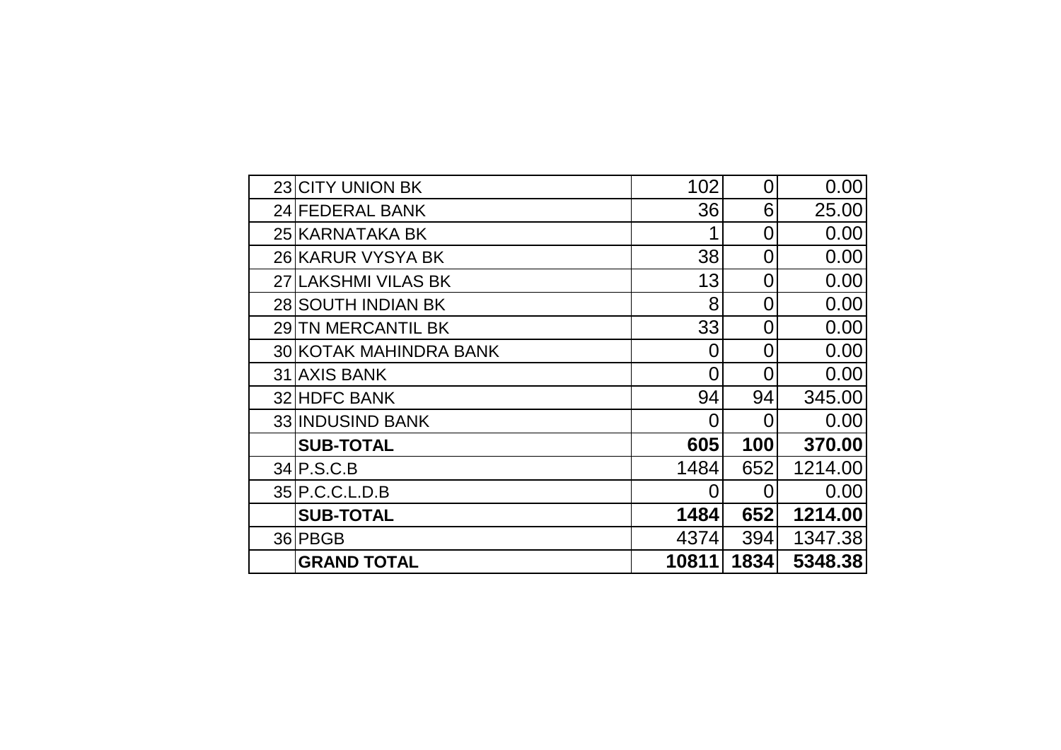| | | | | |
|---|---|---|---|---|
| 23 | CITY UNION BK | 102 | 0 | 0.00 |
| 24 | FEDERAL BANK | 36 | 6 | 25.00 |
| 25 | KARNATAKA BK | 1 | 0 | 0.00 |
| 26 | KARUR VYSYA BK | 38 | 0 | 0.00 |
| 27 | LAKSHMI VILAS BK | 13 | 0 | 0.00 |
| 28 | SOUTH INDIAN BK | 8 | 0 | 0.00 |
| 29 | TN MERCANTIL BK | 33 | 0 | 0.00 |
| 30 | KOTAK MAHINDRA BANK | 0 | 0 | 0.00 |
| 31 | AXIS BANK | 0 | 0 | 0.00 |
| 32 | HDFC BANK | 94 | 94 | 345.00 |
| 33 | INDUSIND BANK | 0 | 0 | 0.00 |
| | **SUB-TOTAL** | **605** | **100** | **370.00** |
| 34 | P.S.C.B | 1484 | 652 | 1214.00 |
| 35 | P.C.C.L.D.B | 0 | 0 | 0.00 |
| | **SUB-TOTAL** | **1484** | **652** | **1214.00** |
| 36 | PBGB | 4374 | 394 | 1347.38 |
| | **GRAND TOTAL** | **10811** | **1834** | **5348.38** |